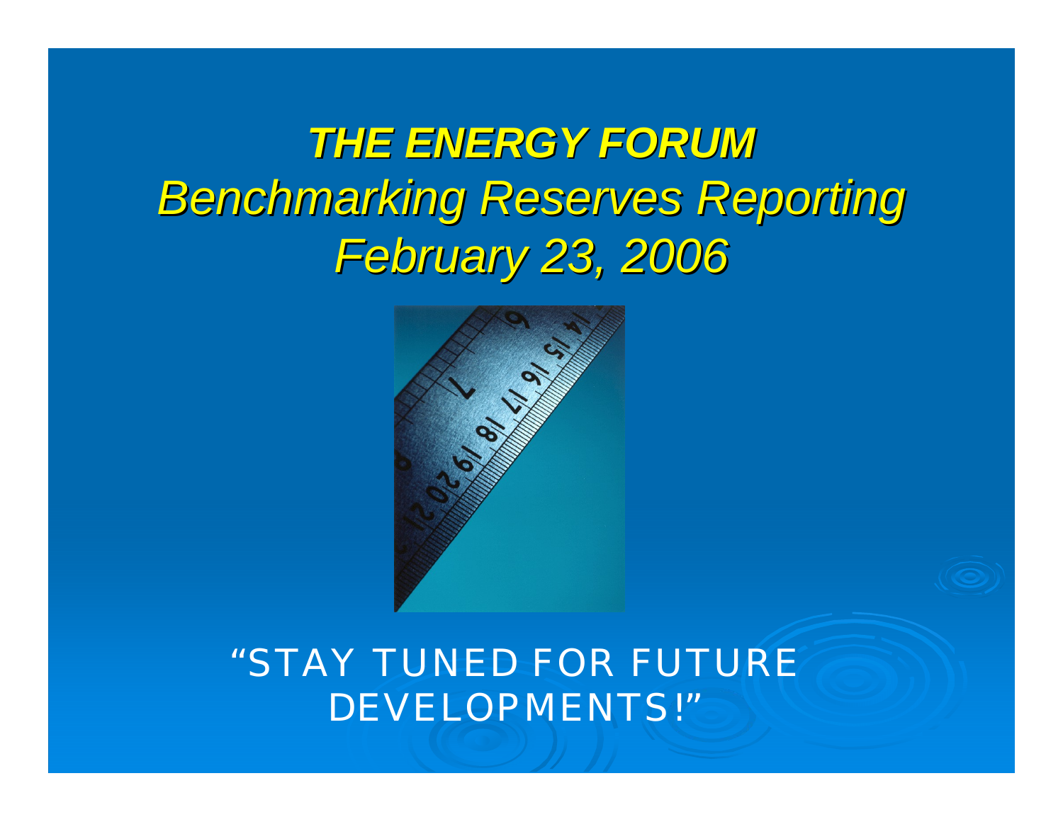# ***THE ENERGY FORUM***

## *Benchmarking Reserves Reporting*

## *February 23, 2006*

"STAY TUNED FOR FUTURE DEVELOPMENTS!"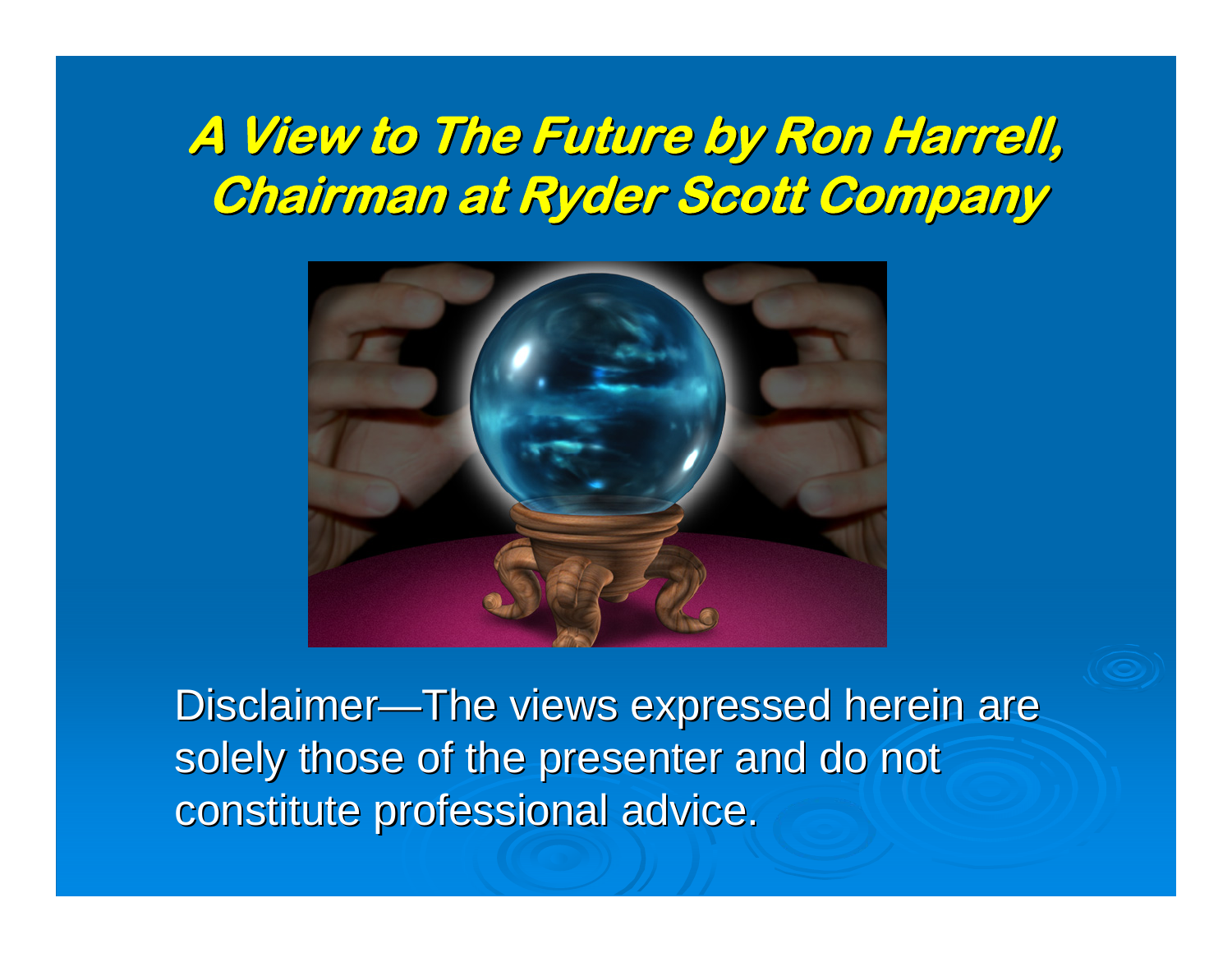# A View to The Future by Ron Harrell, Chairman at Ryder Scott Company

Disclaimer—The views expressed herein are solely those of the presenter and do not constitute professional advice.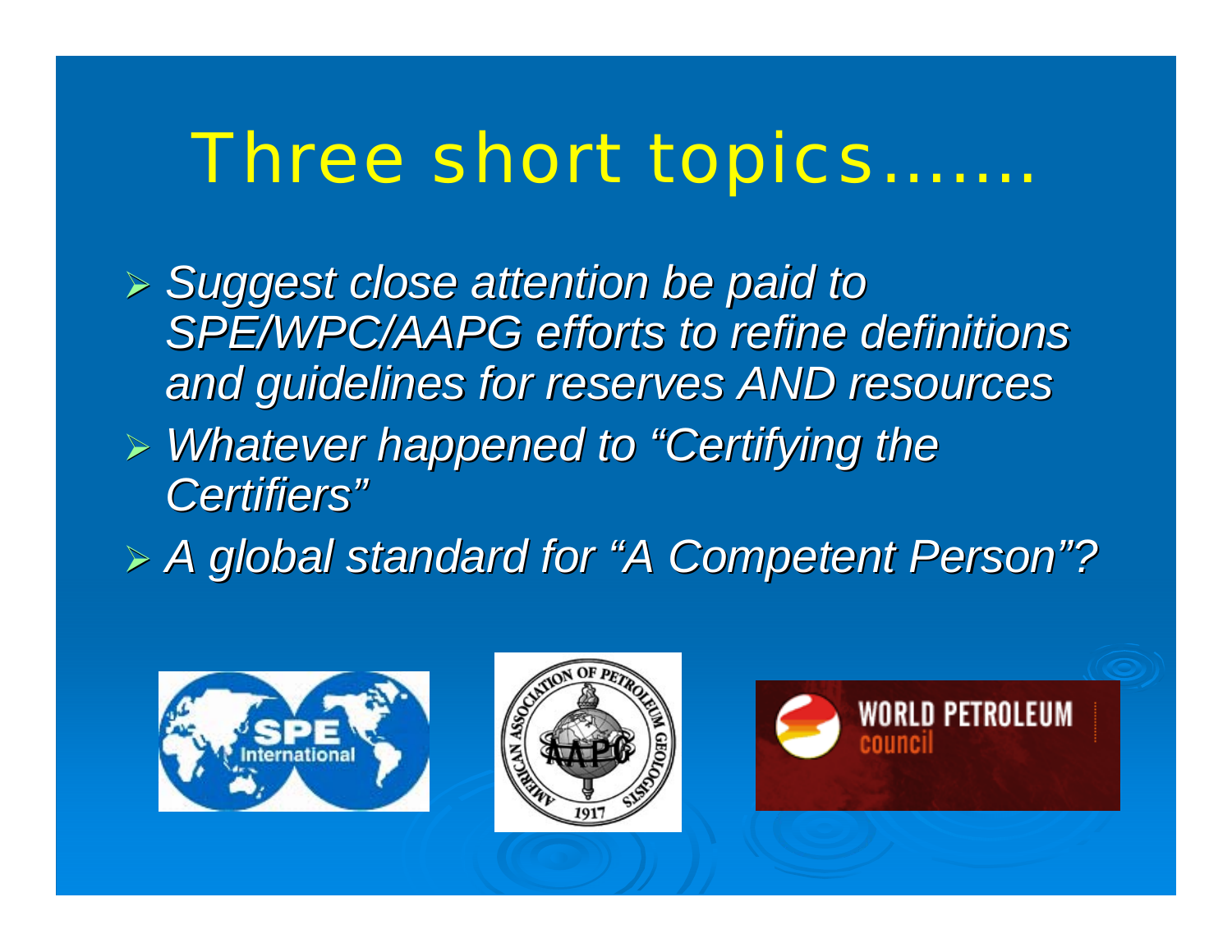# Three short topics…….

- *Suggest close attention be paid to SPE/WPC/AAPG efforts to refine definitions and guidelines for reserves AND resources*
- *Whatever happened to "Certifying the Certifiers"*
- *A global standard for "A Competent Person"?*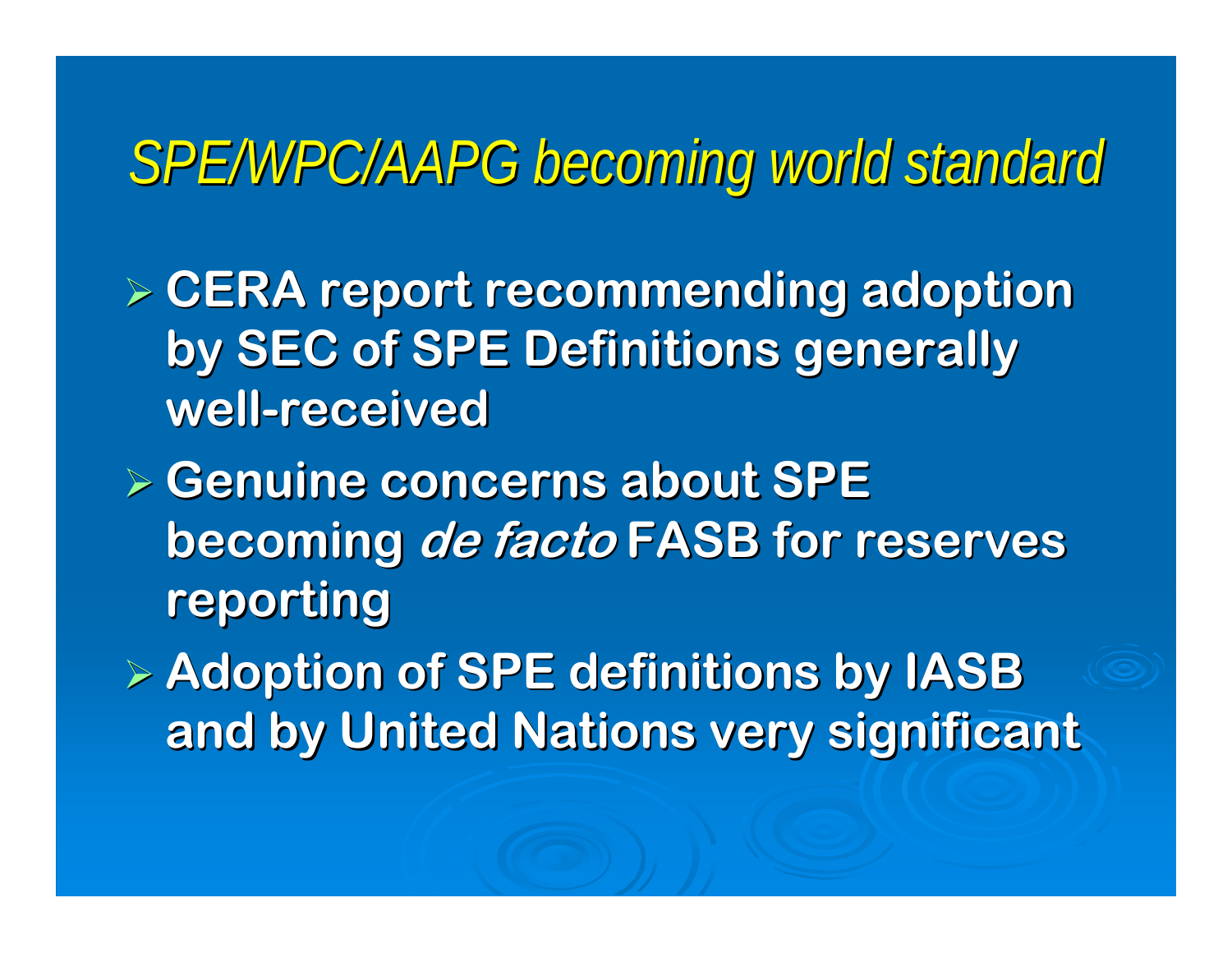# *SPE/WPC/AAPG becoming world standard*

- **CERA report recommending adoption by SEC of SPE Definitions generally well-received**
- **Genuine concerns about SPE becoming *de facto* FASB for reserves reporting**
- **Adoption of SPE definitions by IASB and by United Nations very significant**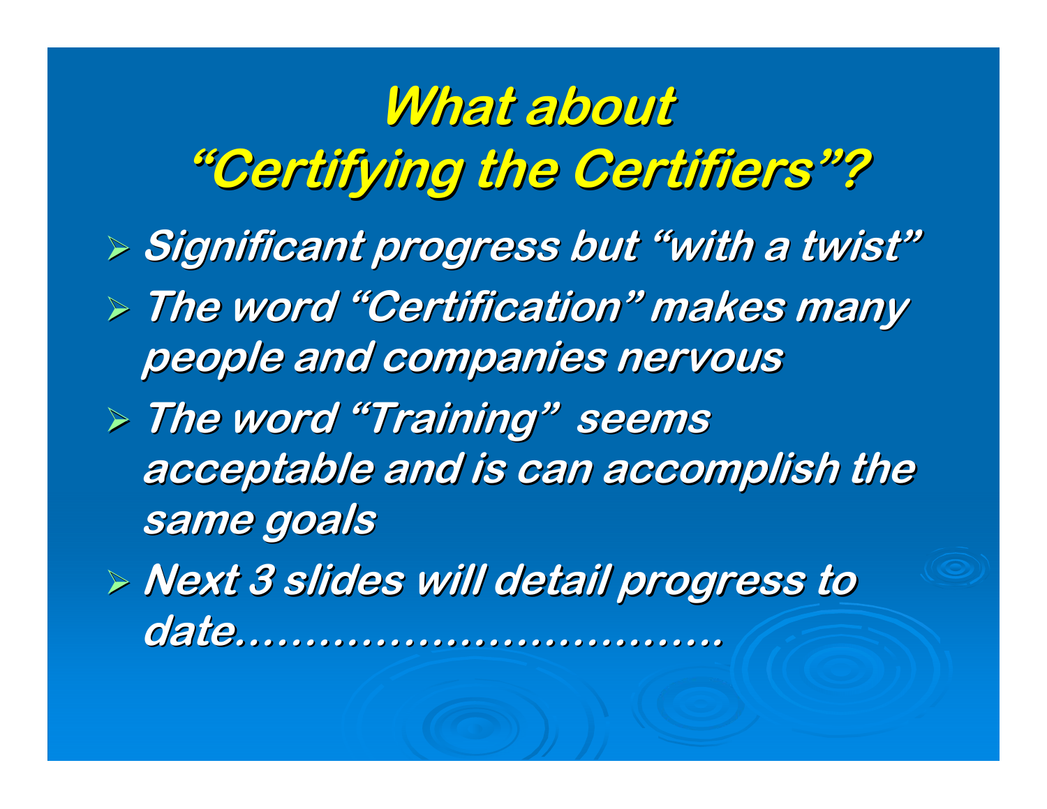# What about "Certifying the Certifiers"?

- Significant progress but "with a twist"
- The word "Certification" makes many people and companies nervous
- The word "Training" seems acceptable and is can accomplish the same goals
- Next 3 slides will detail progress to date……………………………….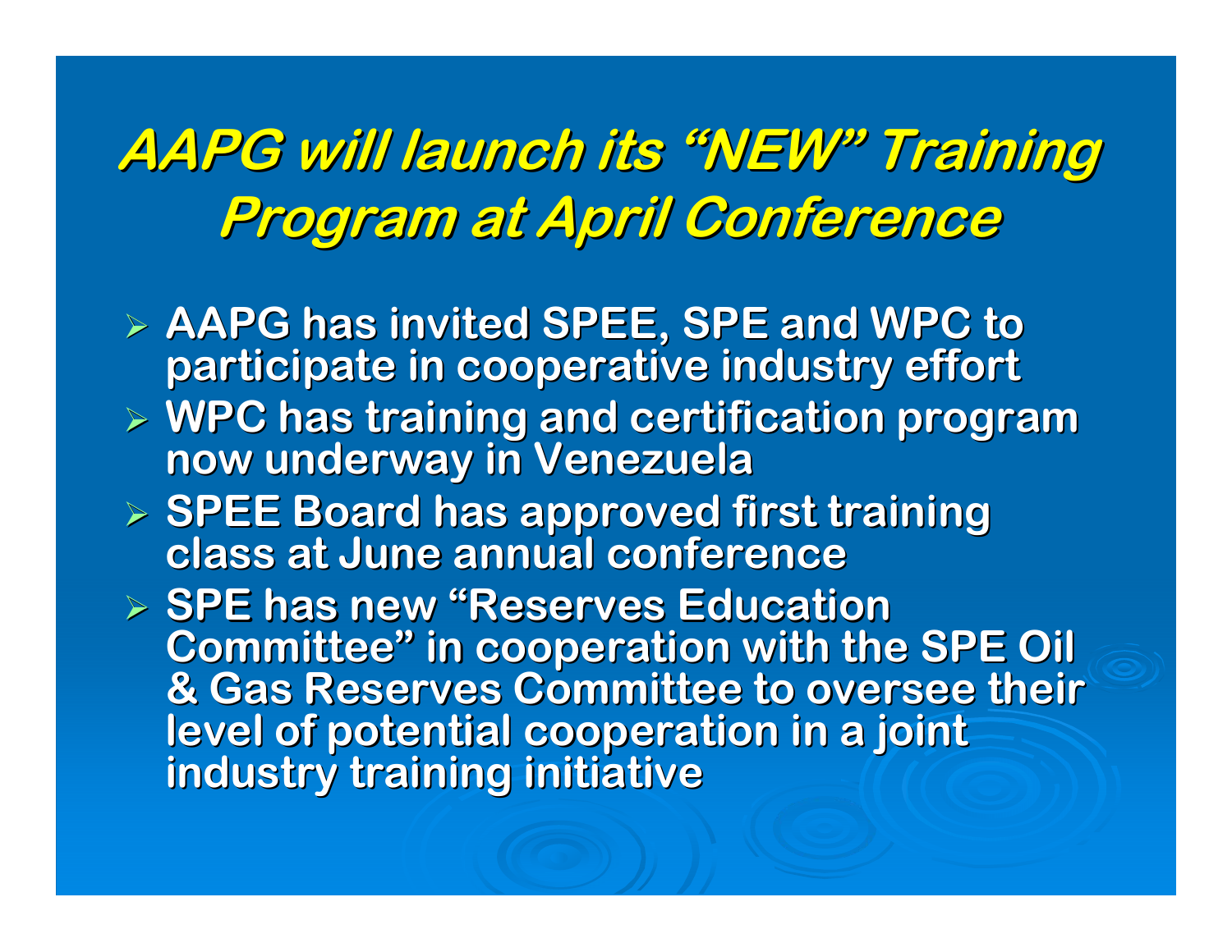# *AAPG will launch its "NEW" Training Program at April Conference*

- **AAPG has invited SPEE, SPE and WPC to participate in cooperative industry effort**
- **WPC has training and certification program now underway in Venezuela**
- **SPEE Board has approved first training class at June annual conference**
- **SPE has new "Reserves Education Committee" in cooperation with the SPE Oil & Gas Reserves Committee to oversee their level of potential cooperation in a joint industry training initiative**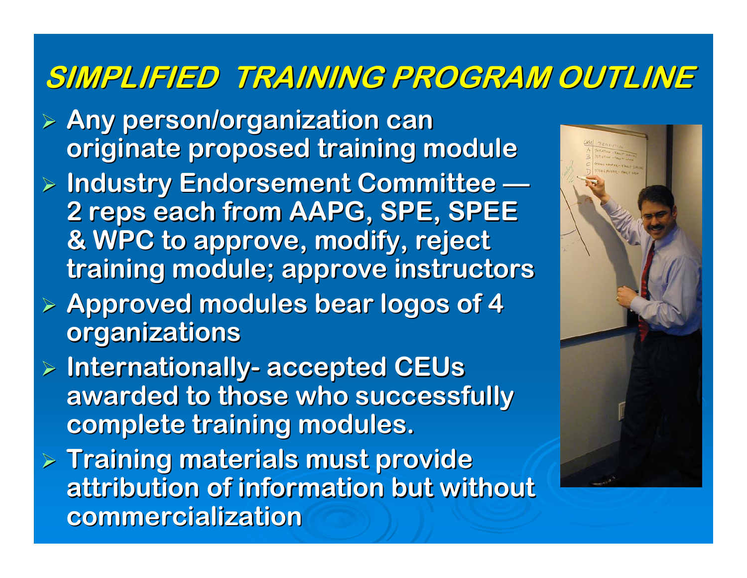# SIMPLIFIED TRAINING PROGRAM OUTLINE

- Any person/organization can originate proposed training module
- Industry Endorsement Committee — 2 reps each from AAPG, SPE, SPEE & WPC to approve, modify, reject training module; approve instructors
- Approved modules bear logos of 4 organizations
- Internationally- accepted CEUs awarded to those who successfully complete training modules.
- Training materials must provide attribution of information but without commercialization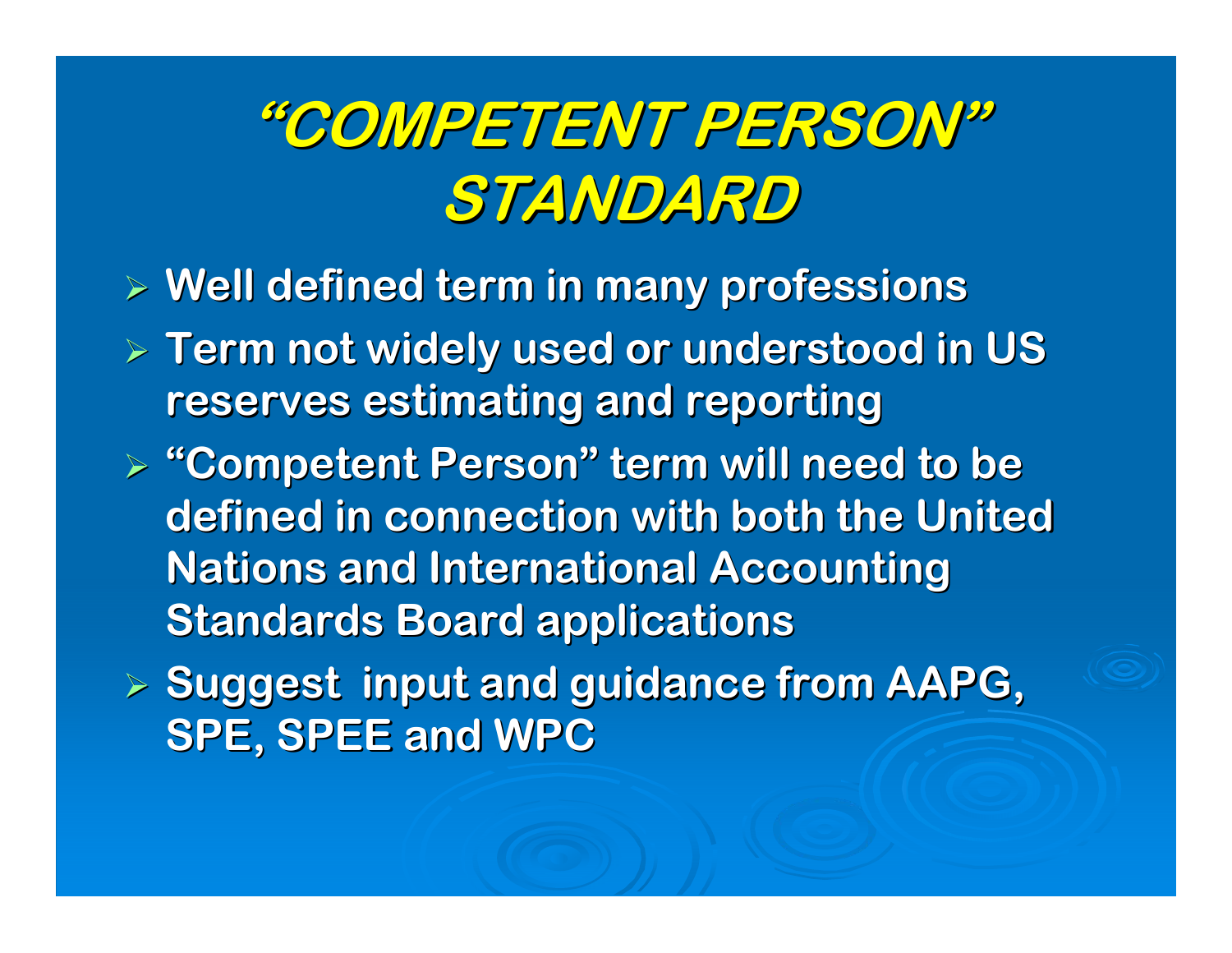# "COMPETENT PERSON" STANDARD

- Well defined term in many professions
- Term not widely used or understood in US reserves estimating and reporting
- "Competent Person" term will need to be defined in connection with both the United Nations and International Accounting Standards Board applications
- Suggest input and guidance from AAPG, SPE, SPEE and WPC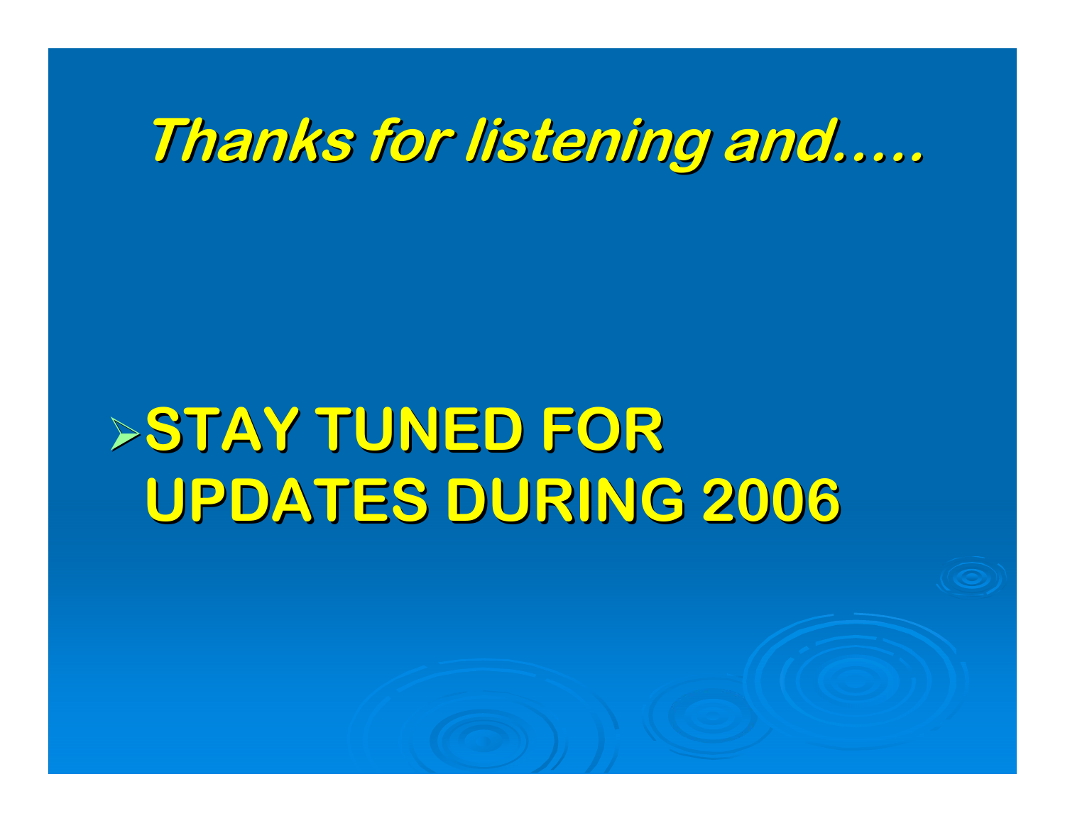# *Thanks for listening and…..*

- **STAY TUNED FOR UPDATES DURING 2006**